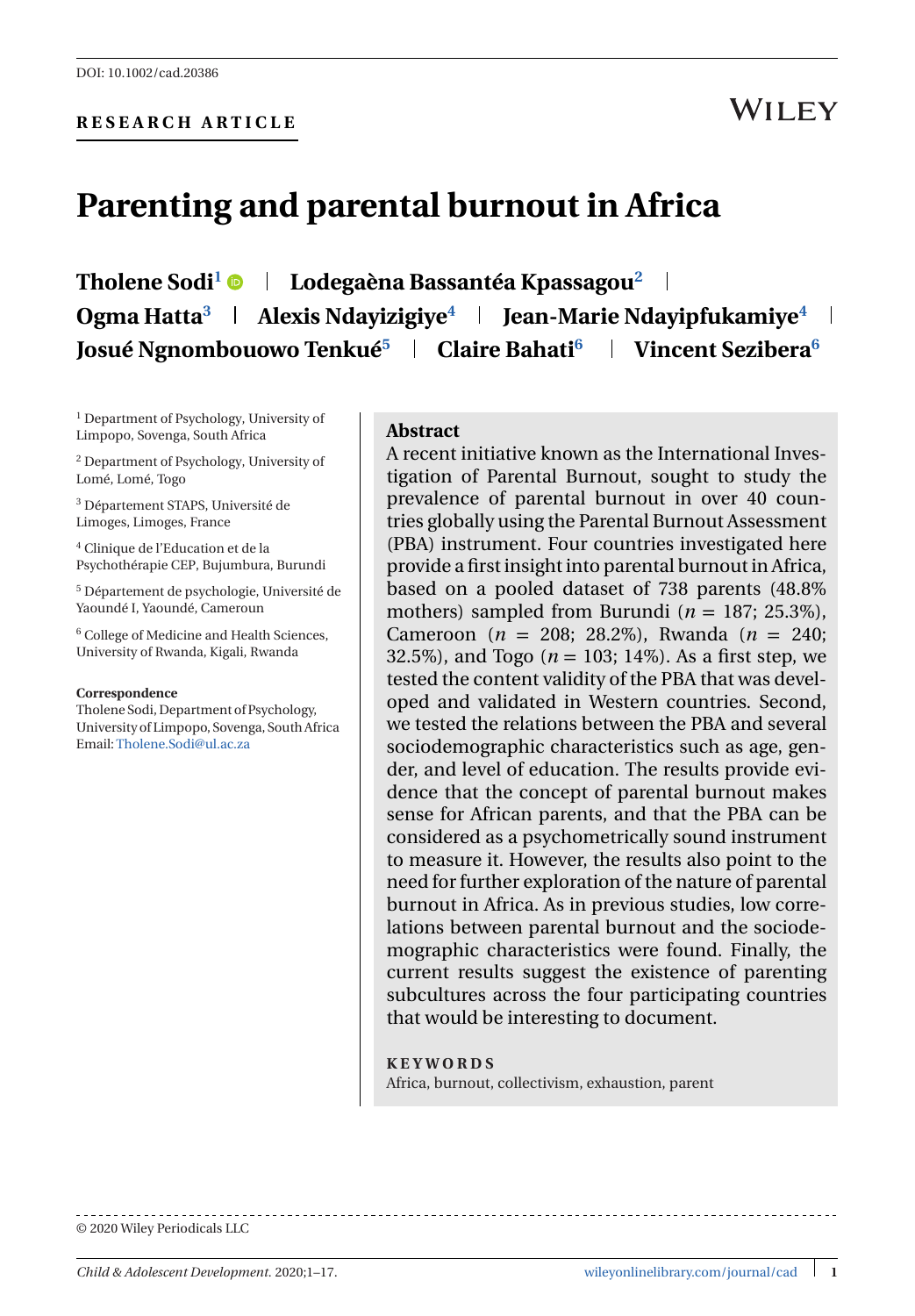DOI: 10.1002/cad.20386

**RESEARCH ARTICLE**

# Parenting and parental burnout in Africa

**Tholene Sodi**[1] | **Lodegaèna Bassantéa Kpassagou**[2] | **Ogma Hatta**[3] | **Alexis Ndayizigiye**[4] | **Jean-Marie Ndayipfukamiye**[4] | **Josué Ngnombouowo Tenkué**[5] | **Claire Bahati**[6] | **Vincent Sezibera**[6]

[1] Department of Psychology, University of Limpopo, Sovenga, South Africa

[2] Department of Psychology, University of Lomé, Lomé, Togo

[3] Département STAPS, Université de Limoges, Limoges, France

[4] Clinique de l'Education et de la Psychothérapie CEP, Bujumbura, Burundi

[5] Département de psychologie, Université de Yaoundé I, Yaoundé, Cameroun

[6] College of Medicine and Health Sciences, University of Rwanda, Kigali, Rwanda

**Correspondence**
Tholene Sodi, Department of Psychology, University of Limpopo, Sovenga, South Africa
Email: Tholene.Sodi@ul.ac.za

## Abstract

A recent initiative known as the International Investigation of Parental Burnout, sought to study the prevalence of parental burnout in over 40 countries globally using the Parental Burnout Assessment (PBA) instrument. Four countries investigated here provide a first insight into parental burnout in Africa, based on a pooled dataset of 738 parents (48.8% mothers) sampled from Burundi ($n$ = 187; 25.3%), Cameroon ($n$ = 208; 28.2%), Rwanda ($n$ = 240; 32.5%), and Togo ($n$ = 103; 14%). As a first step, we tested the content validity of the PBA that was developed and validated in Western countries. Second, we tested the relations between the PBA and several sociodemographic characteristics such as age, gender, and level of education. The results provide evidence that the concept of parental burnout makes sense for African parents, and that the PBA can be considered as a psychometrically sound instrument to measure it. However, the results also point to the need for further exploration of the nature of parental burnout in Africa. As in previous studies, low correlations between parental burnout and the sociodemographic characteristics were found. Finally, the current results suggest the existence of parenting subcultures across the four participating countries that would be interesting to document.

**KEYWORDS**
Africa, burnout, collectivism, exhaustion, parent

© 2020 Wiley Periodicals LLC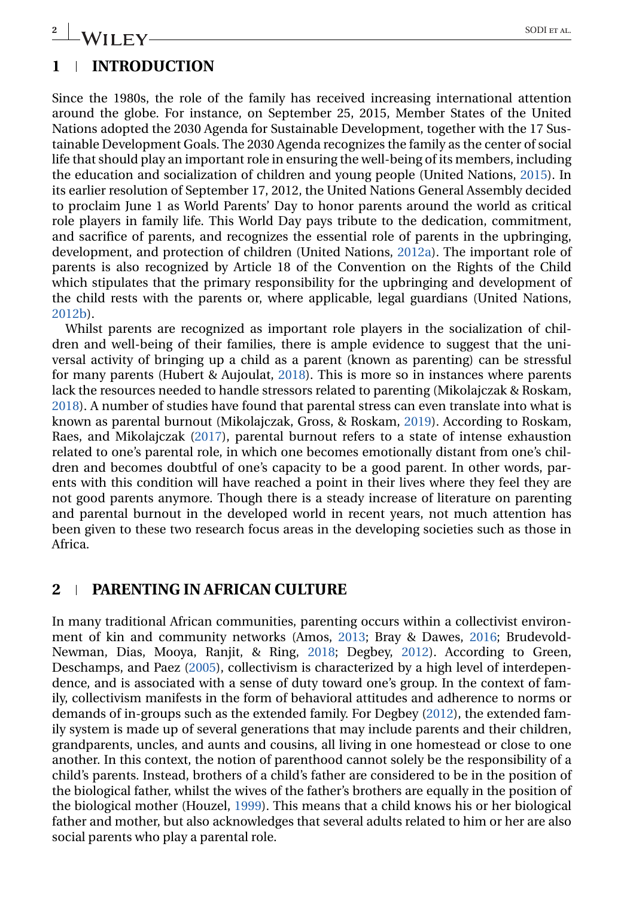## 1 INTRODUCTION

Since the 1980s, the role of the family has received increasing international attention around the globe. For instance, on September 25, 2015, Member States of the United Nations adopted the 2030 Agenda for Sustainable Development, together with the 17 Sustainable Development Goals. The 2030 Agenda recognizes the family as the center of social life that should play an important role in ensuring the well-being of its members, including the education and socialization of children and young people (United Nations, 2015). In its earlier resolution of September 17, 2012, the United Nations General Assembly decided to proclaim June 1 as World Parents' Day to honor parents around the world as critical role players in family life. This World Day pays tribute to the dedication, commitment, and sacrifice of parents, and recognizes the essential role of parents in the upbringing, development, and protection of children (United Nations, 2012a). The important role of parents is also recognized by Article 18 of the Convention on the Rights of the Child which stipulates that the primary responsibility for the upbringing and development of the child rests with the parents or, where applicable, legal guardians (United Nations, 2012b).

Whilst parents are recognized as important role players in the socialization of children and well-being of their families, there is ample evidence to suggest that the universal activity of bringing up a child as a parent (known as parenting) can be stressful for many parents (Hubert & Aujoulat, 2018). This is more so in instances where parents lack the resources needed to handle stressors related to parenting (Mikolajczak & Roskam, 2018). A number of studies have found that parental stress can even translate into what is known as parental burnout (Mikolajczak, Gross, & Roskam, 2019). According to Roskam, Raes, and Mikolajczak (2017), parental burnout refers to a state of intense exhaustion related to one's parental role, in which one becomes emotionally distant from one's children and becomes doubtful of one's capacity to be a good parent. In other words, parents with this condition will have reached a point in their lives where they feel they are not good parents anymore. Though there is a steady increase of literature on parenting and parental burnout in the developed world in recent years, not much attention has been given to these two research focus areas in the developing societies such as those in Africa.

## 2 PARENTING IN AFRICAN CULTURE

In many traditional African communities, parenting occurs within a collectivist environment of kin and community networks (Amos, 2013; Bray & Dawes, 2016; Brudevold-Newman, Dias, Mooya, Ranjit, & Ring, 2018; Degbey, 2012). According to Green, Deschamps, and Paez (2005), collectivism is characterized by a high level of interdependence, and is associated with a sense of duty toward one's group. In the context of family, collectivism manifests in the form of behavioral attitudes and adherence to norms or demands of in-groups such as the extended family. For Degbey (2012), the extended family system is made up of several generations that may include parents and their children, grandparents, uncles, and aunts and cousins, all living in one homestead or close to one another. In this context, the notion of parenthood cannot solely be the responsibility of a child's parents. Instead, brothers of a child's father are considered to be in the position of the biological father, whilst the wives of the father's brothers are equally in the position of the biological mother (Houzel, 1999). This means that a child knows his or her biological father and mother, but also acknowledges that several adults related to him or her are also social parents who play a parental role.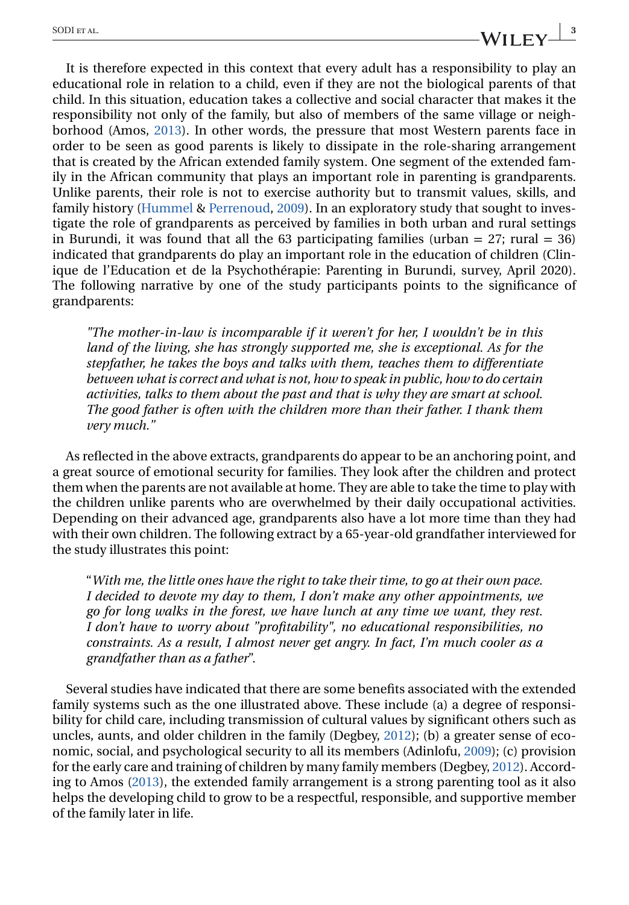It is therefore expected in this context that every adult has a responsibility to play an educational role in relation to a child, even if they are not the biological parents of that child. In this situation, education takes a collective and social character that makes it the responsibility not only of the family, but also of members of the same village or neighborhood (Amos, 2013). In other words, the pressure that most Western parents face in order to be seen as good parents is likely to dissipate in the role-sharing arrangement that is created by the African extended family system. One segment of the extended family in the African community that plays an important role in parenting is grandparents. Unlike parents, their role is not to exercise authority but to transmit values, skills, and family history (Hummel & Perrenoud, 2009). In an exploratory study that sought to investigate the role of grandparents as perceived by families in both urban and rural settings in Burundi, it was found that all the 63 participating families (urban = 27; rural = 36) indicated that grandparents do play an important role in the education of children (Clinique de l'Education et de la Psychothérapie: Parenting in Burundi, survey, April 2020). The following narrative by one of the study participants points to the significance of grandparents:

> *"The mother-in-law is incomparable if it weren't for her, I wouldn't be in this land of the living, she has strongly supported me, she is exceptional. As for the stepfather, he takes the boys and talks with them, teaches them to differentiate between what is correct and what is not, how to speak in public, how to do certain activities, talks to them about the past and that is why they are smart at school. The good father is often with the children more than their father. I thank them very much."*

As reflected in the above extracts, grandparents do appear to be an anchoring point, and a great source of emotional security for families. They look after the children and protect them when the parents are not available at home. They are able to take the time to play with the children unlike parents who are overwhelmed by their daily occupational activities. Depending on their advanced age, grandparents also have a lot more time than they had with their own children. The following extract by a 65-year-old grandfather interviewed for the study illustrates this point:

> "*With me, the little ones have the right to take their time, to go at their own pace. I decided to devote my day to them, I don't make any other appointments, we go for long walks in the forest, we have lunch at any time we want, they rest. I don't have to worry about "profitability", no educational responsibilities, no constraints. As a result, I almost never get angry. In fact, I'm much cooler as a grandfather than as a father*".

Several studies have indicated that there are some benefits associated with the extended family systems such as the one illustrated above. These include (a) a degree of responsibility for child care, including transmission of cultural values by significant others such as uncles, aunts, and older children in the family (Degbey, 2012); (b) a greater sense of economic, social, and psychological security to all its members (Adinlofu, 2009); (c) provision for the early care and training of children by many family members (Degbey, 2012). According to Amos (2013), the extended family arrangement is a strong parenting tool as it also helps the developing child to grow to be a respectful, responsible, and supportive member of the family later in life.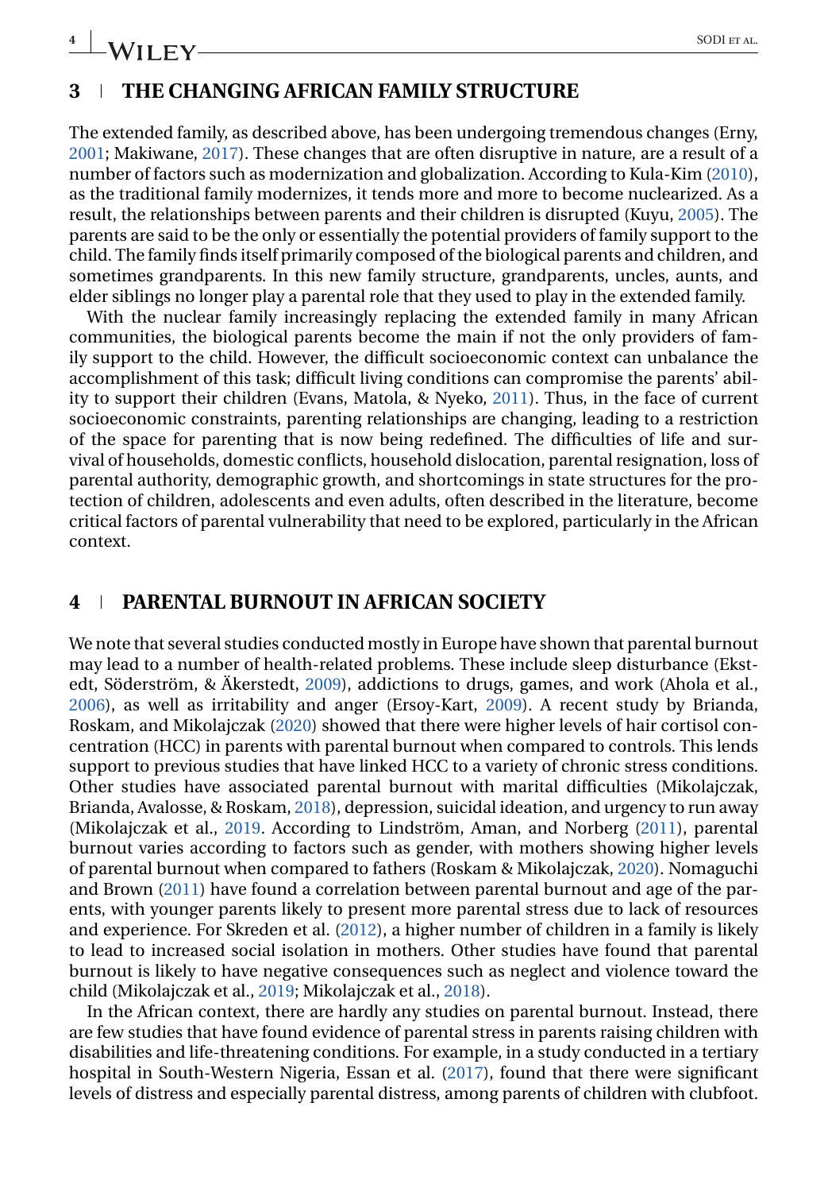## 3 | THE CHANGING AFRICAN FAMILY STRUCTURE

The extended family, as described above, has been undergoing tremendous changes (Erny, 2001; Makiwane, 2017). These changes that are often disruptive in nature, are a result of a number of factors such as modernization and globalization. According to Kula-Kim (2010), as the traditional family modernizes, it tends more and more to become nuclearized. As a result, the relationships between parents and their children is disrupted (Kuyu, 2005). The parents are said to be the only or essentially the potential providers of family support to the child. The family finds itself primarily composed of the biological parents and children, and sometimes grandparents. In this new family structure, grandparents, uncles, aunts, and elder siblings no longer play a parental role that they used to play in the extended family.

With the nuclear family increasingly replacing the extended family in many African communities, the biological parents become the main if not the only providers of family support to the child. However, the difficult socioeconomic context can unbalance the accomplishment of this task; difficult living conditions can compromise the parents' ability to support their children (Evans, Matola, & Nyeko, 2011). Thus, in the face of current socioeconomic constraints, parenting relationships are changing, leading to a restriction of the space for parenting that is now being redefined. The difficulties of life and survival of households, domestic conflicts, household dislocation, parental resignation, loss of parental authority, demographic growth, and shortcomings in state structures for the protection of children, adolescents and even adults, often described in the literature, become critical factors of parental vulnerability that need to be explored, particularly in the African context.

## 4 | PARENTAL BURNOUT IN AFRICAN SOCIETY

We note that several studies conducted mostly in Europe have shown that parental burnout may lead to a number of health-related problems. These include sleep disturbance (Ekstedt, Söderström, & Äkerstedt, 2009), addictions to drugs, games, and work (Ahola et al., 2006), as well as irritability and anger (Ersoy-Kart, 2009). A recent study by Brianda, Roskam, and Mikolajczak (2020) showed that there were higher levels of hair cortisol concentration (HCC) in parents with parental burnout when compared to controls. This lends support to previous studies that have linked HCC to a variety of chronic stress conditions. Other studies have associated parental burnout with marital difficulties (Mikolajczak, Brianda, Avalosse, & Roskam, 2018), depression, suicidal ideation, and urgency to run away (Mikolajczak et al., 2019. According to Lindström, Aman, and Norberg (2011), parental burnout varies according to factors such as gender, with mothers showing higher levels of parental burnout when compared to fathers (Roskam & Mikolajczak, 2020). Nomaguchi and Brown (2011) have found a correlation between parental burnout and age of the parents, with younger parents likely to present more parental stress due to lack of resources and experience. For Skreden et al. (2012), a higher number of children in a family is likely to lead to increased social isolation in mothers. Other studies have found that parental burnout is likely to have negative consequences such as neglect and violence toward the child (Mikolajczak et al., 2019; Mikolajczak et al., 2018).

In the African context, there are hardly any studies on parental burnout. Instead, there are few studies that have found evidence of parental stress in parents raising children with disabilities and life-threatening conditions. For example, in a study conducted in a tertiary hospital in South-Western Nigeria, Essan et al. (2017), found that there were significant levels of distress and especially parental distress, among parents of children with clubfoot.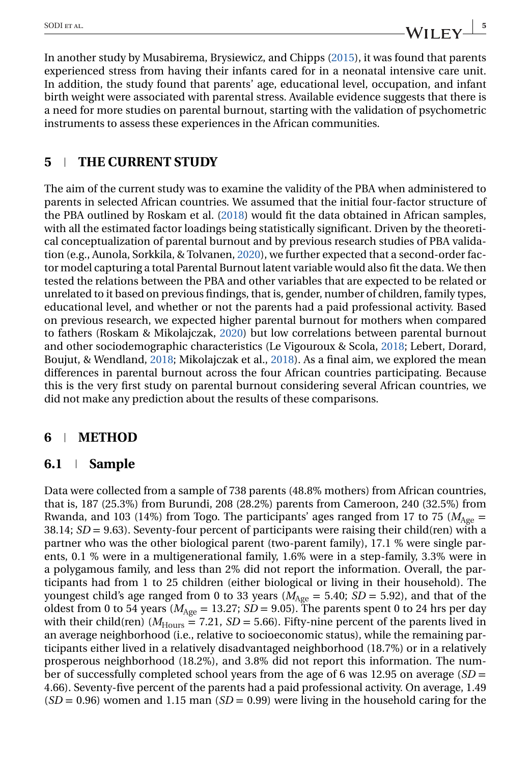In another study by Musabirema, Brysiewicz, and Chipps (2015), it was found that parents experienced stress from having their infants cared for in a neonatal intensive care unit. In addition, the study found that parents' age, educational level, occupation, and infant birth weight were associated with parental stress. Available evidence suggests that there is a need for more studies on parental burnout, starting with the validation of psychometric instruments to assess these experiences in the African communities.

## 5 | THE CURRENT STUDY

The aim of the current study was to examine the validity of the PBA when administered to parents in selected African countries. We assumed that the initial four-factor structure of the PBA outlined by Roskam et al. (2018) would fit the data obtained in African samples, with all the estimated factor loadings being statistically significant. Driven by the theoretical conceptualization of parental burnout and by previous research studies of PBA validation (e.g., Aunola, Sorkkila, & Tolvanen, 2020), we further expected that a second-order factor model capturing a total Parental Burnout latent variable would also fit the data. We then tested the relations between the PBA and other variables that are expected to be related or unrelated to it based on previous findings, that is, gender, number of children, family types, educational level, and whether or not the parents had a paid professional activity. Based on previous research, we expected higher parental burnout for mothers when compared to fathers (Roskam & Mikolajczak, 2020) but low correlations between parental burnout and other sociodemographic characteristics (Le Vigouroux & Scola, 2018; Lebert, Dorard, Boujut, & Wendland, 2018; Mikolajczak et al., 2018). As a final aim, we explored the mean differences in parental burnout across the four African countries participating. Because this is the very first study on parental burnout considering several African countries, we did not make any prediction about the results of these comparisons.

## 6 | METHOD

### 6.1 | Sample

Data were collected from a sample of 738 parents (48.8% mothers) from African countries, that is, 187 (25.3%) from Burundi, 208 (28.2%) parents from Cameroon, 240 (32.5%) from Rwanda, and 103 (14%) from Togo. The participants' ages ranged from 17 to 75 ($M_{\text{Age}}$ = 38.14; $SD$ = 9.63). Seventy-four percent of participants were raising their child(ren) with a partner who was the other biological parent (two-parent family), 17.1 % were single parents, 0.1 % were in a multigenerational family, 1.6% were in a step-family, 3.3% were in a polygamous family, and less than 2% did not report the information. Overall, the participants had from 1 to 25 children (either biological or living in their household). The youngest child's age ranged from 0 to 33 years ($M_{\text{Age}}$ = 5.40; $SD$ = 5.92), and that of the oldest from 0 to 54 years ($M_{\text{Age}}$ = 13.27; $SD$ = 9.05). The parents spent 0 to 24 hrs per day with their child(ren) ($M_{\text{Hours}}$ = 7.21, $SD$ = 5.66). Fifty-nine percent of the parents lived in an average neighborhood (i.e., relative to socioeconomic status), while the remaining participants either lived in a relatively disadvantaged neighborhood (18.7%) or in a relatively prosperous neighborhood (18.2%), and 3.8% did not report this information. The number of successfully completed school years from the age of 6 was 12.95 on average ($SD$ = 4.66). Seventy-five percent of the parents had a paid professional activity. On average, 1.49 ($SD$ = 0.96) women and 1.15 man ($SD$ = 0.99) were living in the household caring for the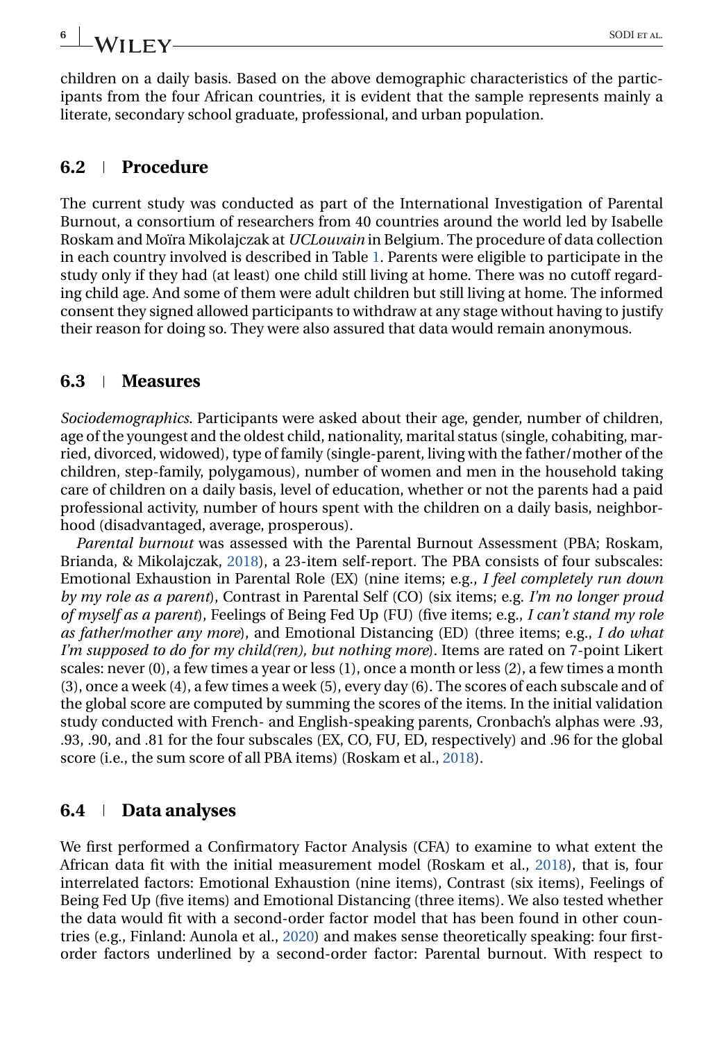children on a daily basis. Based on the above demographic characteristics of the participants from the four African countries, it is evident that the sample represents mainly a literate, secondary school graduate, professional, and urban population.

## 6.2 | Procedure

The current study was conducted as part of the International Investigation of Parental Burnout, a consortium of researchers from 40 countries around the world led by Isabelle Roskam and Moïra Mikolajczak at *UCLouvain* in Belgium. The procedure of data collection in each country involved is described in Table 1. Parents were eligible to participate in the study only if they had (at least) one child still living at home. There was no cutoff regarding child age. And some of them were adult children but still living at home. The informed consent they signed allowed participants to withdraw at any stage without having to justify their reason for doing so. They were also assured that data would remain anonymous.

## 6.3 | Measures

*Sociodemographics*. Participants were asked about their age, gender, number of children, age of the youngest and the oldest child, nationality, marital status (single, cohabiting, married, divorced, widowed), type of family (single-parent, living with the father/mother of the children, step-family, polygamous), number of women and men in the household taking care of children on a daily basis, level of education, whether or not the parents had a paid professional activity, number of hours spent with the children on a daily basis, neighborhood (disadvantaged, average, prosperous).

*Parental burnout* was assessed with the Parental Burnout Assessment (PBA; Roskam, Brianda, & Mikolajczak, 2018), a 23-item self-report. The PBA consists of four subscales: Emotional Exhaustion in Parental Role (EX) (nine items; e.g., *I feel completely run down by my role as a parent*), Contrast in Parental Self (CO) (six items; e.g. *I'm no longer proud of myself as a parent*), Feelings of Being Fed Up (FU) (five items; e.g., *I can't stand my role as father/mother any more*), and Emotional Distancing (ED) (three items; e.g., *I do what I'm supposed to do for my child(ren), but nothing more*). Items are rated on 7-point Likert scales: never (0), a few times a year or less (1), once a month or less (2), a few times a month (3), once a week (4), a few times a week (5), every day (6). The scores of each subscale and of the global score are computed by summing the scores of the items. In the initial validation study conducted with French- and English-speaking parents, Cronbach's alphas were .93, .93, .90, and .81 for the four subscales (EX, CO, FU, ED, respectively) and .96 for the global score (i.e., the sum score of all PBA items) (Roskam et al., 2018).

## 6.4 | Data analyses

We first performed a Confirmatory Factor Analysis (CFA) to examine to what extent the African data fit with the initial measurement model (Roskam et al., 2018), that is, four interrelated factors: Emotional Exhaustion (nine items), Contrast (six items), Feelings of Being Fed Up (five items) and Emotional Distancing (three items). We also tested whether the data would fit with a second-order factor model that has been found in other countries (e.g., Finland: Aunola et al., 2020) and makes sense theoretically speaking: four first-order factors underlined by a second-order factor: Parental burnout. With respect to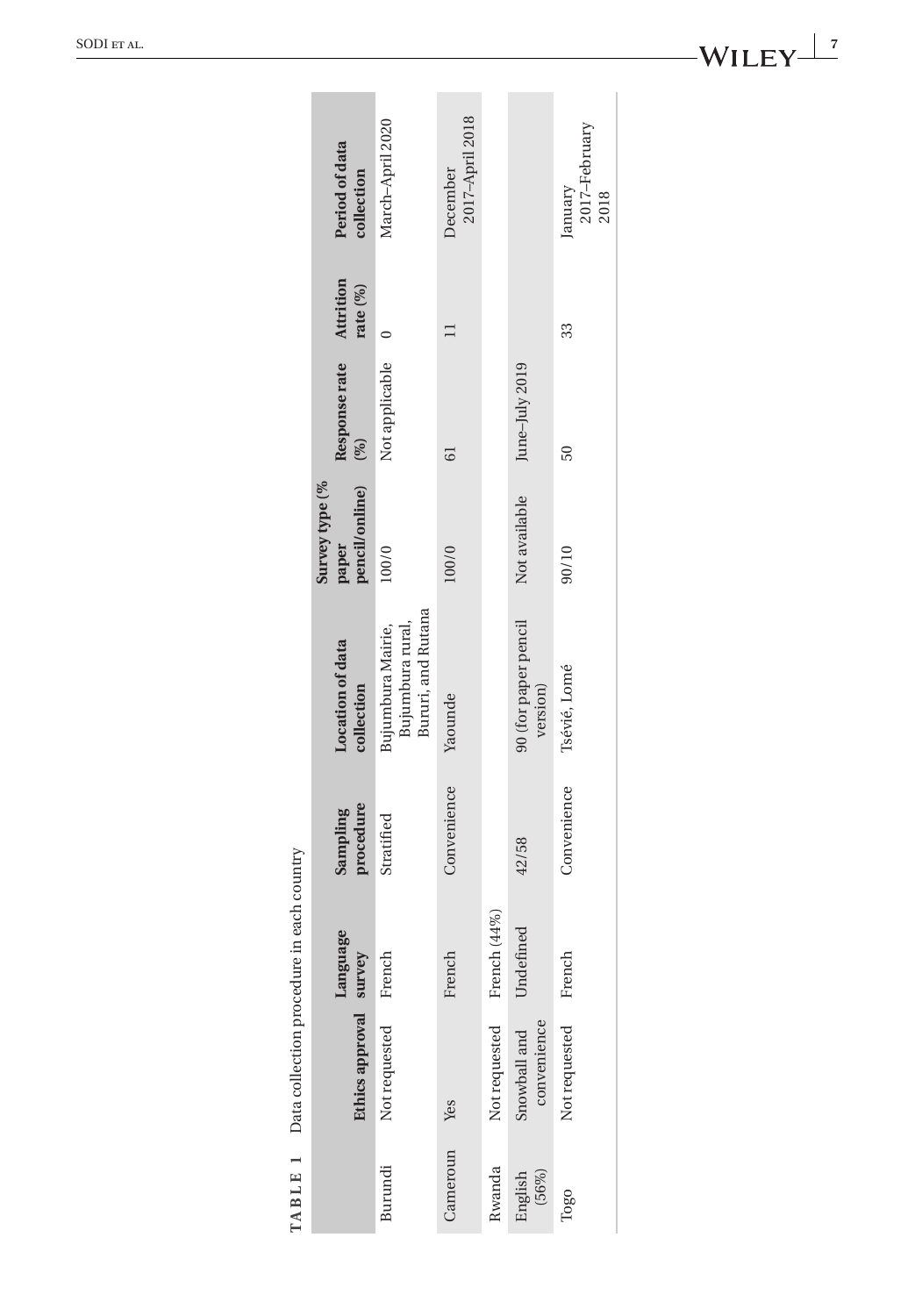**TABLE 1** Data collection procedure in each country

| | Ethics approval | Language survey | Sampling procedure | Location of data collection | Survey type (% paper pencil/online) | Response rate (%) | Attrition rate (%) | Period of data collection |
|---|---|---|---|---|---|---|---|---|
| Burundi | Not requested | French | Stratified | Bujumbura Mairie, Bujumbura rural, Bururi, and Rutana | 100/0 | Not applicable | 0 | March–April 2020 |
| Cameroun | Yes | French | Convenience | Yaounde | 100/0 | 61 | 11 | December 2017–April 2018 |
| Rwanda | Not requested | French (44%) | | | | | | |
| English (56%) | Snowball and convenience | Undefined | 42/58 | 90 (for paper pencil version) | Not available | June–July 2019 | | |
| Togo | Not requested | French | Convenience | Tsévié, Lomé | 90/10 | 50 | 33 | January 2017–February 2018 |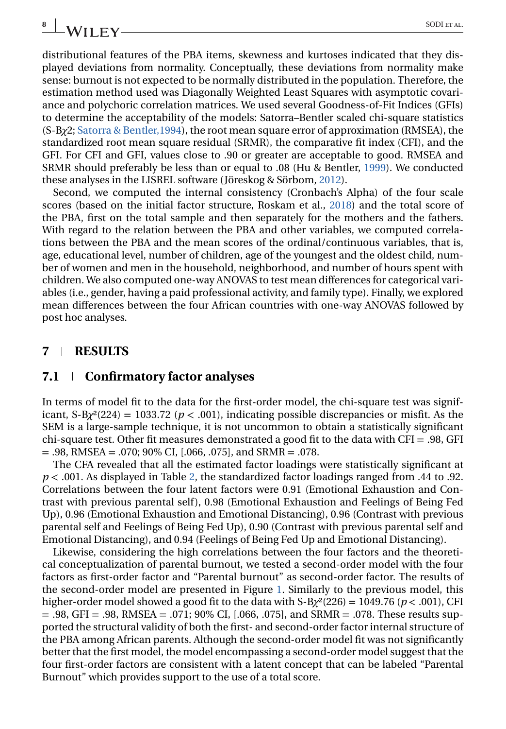distributional features of the PBA items, skewness and kurtoses indicated that they displayed deviations from normality. Conceptually, these deviations from normality make sense: burnout is not expected to be normally distributed in the population. Therefore, the estimation method used was Diagonally Weighted Least Squares with asymptotic covariance and polychoric correlation matrices. We used several Goodness-of-Fit Indices (GFIs) to determine the acceptability of the models: Satorra–Bentler scaled chi-square statistics (S-B$\chi$2; Satorra & Bentler,1994), the root mean square error of approximation (RMSEA), the standardized root mean square residual (SRMR), the comparative fit index (CFI), and the GFI. For CFI and GFI, values close to .90 or greater are acceptable to good. RMSEA and SRMR should preferably be less than or equal to .08 (Hu & Bentler, 1999). We conducted these analyses in the LISREL software (Jöreskog & Sörbom, 2012).

Second, we computed the internal consistency (Cronbach's Alpha) of the four scale scores (based on the initial factor structure, Roskam et al., 2018) and the total score of the PBA, first on the total sample and then separately for the mothers and the fathers. With regard to the relation between the PBA and other variables, we computed correlations between the PBA and the mean scores of the ordinal/continuous variables, that is, age, educational level, number of children, age of the youngest and the oldest child, number of women and men in the household, neighborhood, and number of hours spent with children. We also computed one-way ANOVAS to test mean differences for categorical variables (i.e., gender, having a paid professional activity, and family type). Finally, we explored mean differences between the four African countries with one-way ANOVAS followed by post hoc analyses.

## 7 | RESULTS

### 7.1 | Confirmatory factor analyses

In terms of model fit to the data for the first-order model, the chi-square test was significant, S-B$\chi^2$(224) = 1033.72 ($p < .001$), indicating possible discrepancies or misfit. As the SEM is a large-sample technique, it is not uncommon to obtain a statistically significant chi-square test. Other fit measures demonstrated a good fit to the data with CFI = .98, GFI = .98, RMSEA = .070; 90% CI, [.066, .075], and SRMR = .078.

The CFA revealed that all the estimated factor loadings were statistically significant at $p < .001$. As displayed in Table 2, the standardized factor loadings ranged from .44 to .92. Correlations between the four latent factors were 0.91 (Emotional Exhaustion and Contrast with previous parental self), 0.98 (Emotional Exhaustion and Feelings of Being Fed Up), 0.96 (Emotional Exhaustion and Emotional Distancing), 0.96 (Contrast with previous parental self and Feelings of Being Fed Up), 0.90 (Contrast with previous parental self and Emotional Distancing), and 0.94 (Feelings of Being Fed Up and Emotional Distancing).

Likewise, considering the high correlations between the four factors and the theoretical conceptualization of parental burnout, we tested a second-order model with the four factors as first-order factor and "Parental burnout" as second-order factor. The results of the second-order model are presented in Figure 1. Similarly to the previous model, this higher-order model showed a good fit to the data with S-B$\chi^2$(226) = 1049.76 ($p < .001$), CFI = .98, GFI = .98, RMSEA = .071; 90% CI, [.066, .075], and SRMR = .078. These results supported the structural validity of both the first- and second-order factor internal structure of the PBA among African parents. Although the second-order model fit was not significantly better that the first model, the model encompassing a second-order model suggest that the four first-order factors are consistent with a latent concept that can be labeled "Parental Burnout" which provides support to the use of a total score.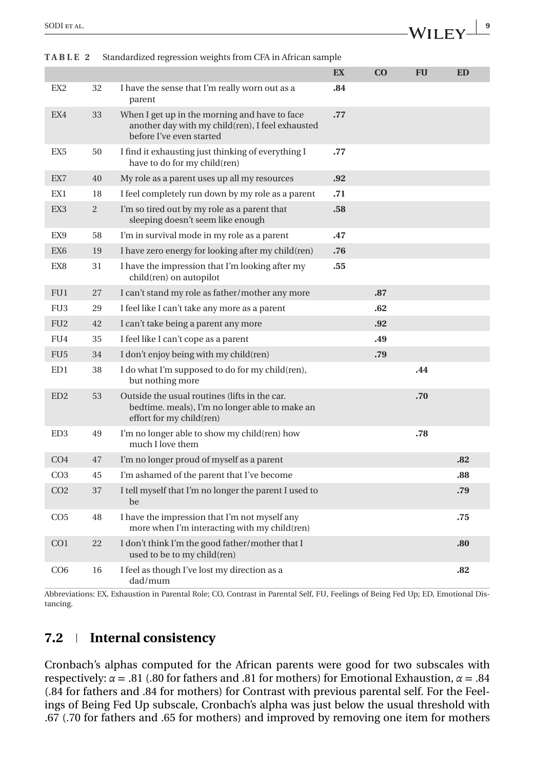**TABLE 2** Standardized regression weights from CFA in African sample

| | | | EX | CO | FU | ED |
|---|---|---|---|---|---|---|
| EX2 | 32 | I have the sense that I'm really worn out as a parent | **.84** | | | |
| EX4 | 33 | When I get up in the morning and have to face another day with my child(ren), I feel exhausted before I've even started | **.77** | | | |
| EX5 | 50 | I find it exhausting just thinking of everything I have to do for my child(ren) | **.77** | | | |
| EX7 | 40 | My role as a parent uses up all my resources | **.92** | | | |
| EX1 | 18 | I feel completely run down by my role as a parent | **.71** | | | |
| EX3 | 2 | I'm so tired out by my role as a parent that sleeping doesn't seem like enough | **.58** | | | |
| EX9 | 58 | I'm in survival mode in my role as a parent | **.47** | | | |
| EX6 | 19 | I have zero energy for looking after my child(ren) | **.76** | | | |
| EX8 | 31 | I have the impression that I'm looking after my child(ren) on autopilot | **.55** | | | |
| FU1 | 27 | I can't stand my role as father/mother any more | | **.87** | | |
| FU3 | 29 | I feel like I can't take any more as a parent | | **.62** | | |
| FU2 | 42 | I can't take being a parent any more | | **.92** | | |
| FU4 | 35 | I feel like I can't cope as a parent | | **.49** | | |
| FU5 | 34 | I don't enjoy being with my child(ren) | | **.79** | | |
| ED1 | 38 | I do what I'm supposed to do for my child(ren), but nothing more | | | **.44** | |
| ED2 | 53 | Outside the usual routines (lifts in the car. bedtime. meals), I'm no longer able to make an effort for my child(ren) | | | **.70** | |
| ED3 | 49 | I'm no longer able to show my child(ren) how much I love them | | | **.78** | |
| CO4 | 47 | I'm no longer proud of myself as a parent | | | | **.82** |
| CO3 | 45 | I'm ashamed of the parent that I've become | | | | **.88** |
| CO2 | 37 | I tell myself that I'm no longer the parent I used to be | | | | **.79** |
| CO5 | 48 | I have the impression that I'm not myself any more when I'm interacting with my child(ren) | | | | **.75** |
| CO1 | 22 | I don't think I'm the good father/mother that I used to be to my child(ren) | | | | **.80** |
| CO6 | 16 | I feel as though I've lost my direction as a dad/mum | | | | **.82** |

Abbreviations: EX, Exhaustion in Parental Role; CO, Contrast in Parental Self, FU, Feelings of Being Fed Up; ED, Emotional Distancing.

## 7.2 | Internal consistency

Cronbach's alphas computed for the African parents were good for two subscales with respectively: $\alpha = .81$ (.80 for fathers and .81 for mothers) for Emotional Exhaustion, $\alpha = .84$ (.84 for fathers and .84 for mothers) for Contrast with previous parental self. For the Feelings of Being Fed Up subscale, Cronbach's alpha was just below the usual threshold with .67 (.70 for fathers and .65 for mothers) and improved by removing one item for mothers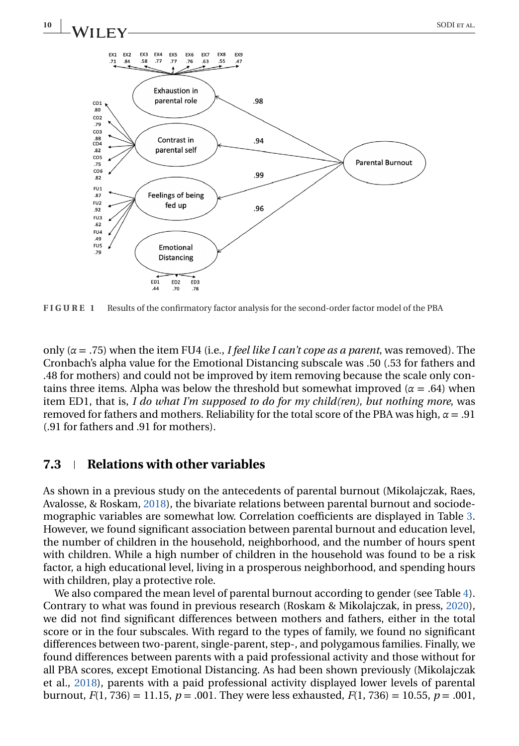**FIGURE 1** Results of the confirmatory factor analysis for the second-order factor model of the PBA

only ($\alpha = .75$) when the item FU4 (i.e., *I feel like I can't cope as a parent*, was removed). The Cronbach's alpha value for the Emotional Distancing subscale was .50 (.53 for fathers and .48 for mothers) and could not be improved by item removing because the scale only contains three items. Alpha was below the threshold but somewhat improved ($\alpha = .64$) when item ED1, that is, *I do what I'm supposed to do for my child(ren), but nothing more*, was removed for fathers and mothers. Reliability for the total score of the PBA was high, $\alpha = .91$ (.91 for fathers and .91 for mothers).

### 7.3 | Relations with other variables

As shown in a previous study on the antecedents of parental burnout (Mikolajczak, Raes, Avalosse, & Roskam, 2018), the bivariate relations between parental burnout and sociodemographic variables are somewhat low. Correlation coefficients are displayed in Table 3. However, we found significant association between parental burnout and education level, the number of children in the household, neighborhood, and the number of hours spent with children. While a high number of children in the household was found to be a risk factor, a high educational level, living in a prosperous neighborhood, and spending hours with children, play a protective role.

We also compared the mean level of parental burnout according to gender (see Table 4). Contrary to what was found in previous research (Roskam & Mikolajczak, in press, 2020), we did not find significant differences between mothers and fathers, either in the total score or in the four subscales. With regard to the types of family, we found no significant differences between two-parent, single-parent, step-, and polygamous families. Finally, we found differences between parents with a paid professional activity and those without for all PBA scores, except Emotional Distancing. As had been shown previously (Mikolajczak et al., 2018), parents with a paid professional activity displayed lower levels of parental burnout, $F(1, 736) = 11.15$, $p = .001$. They were less exhausted, $F(1, 736) = 10.55$, $p = .001$,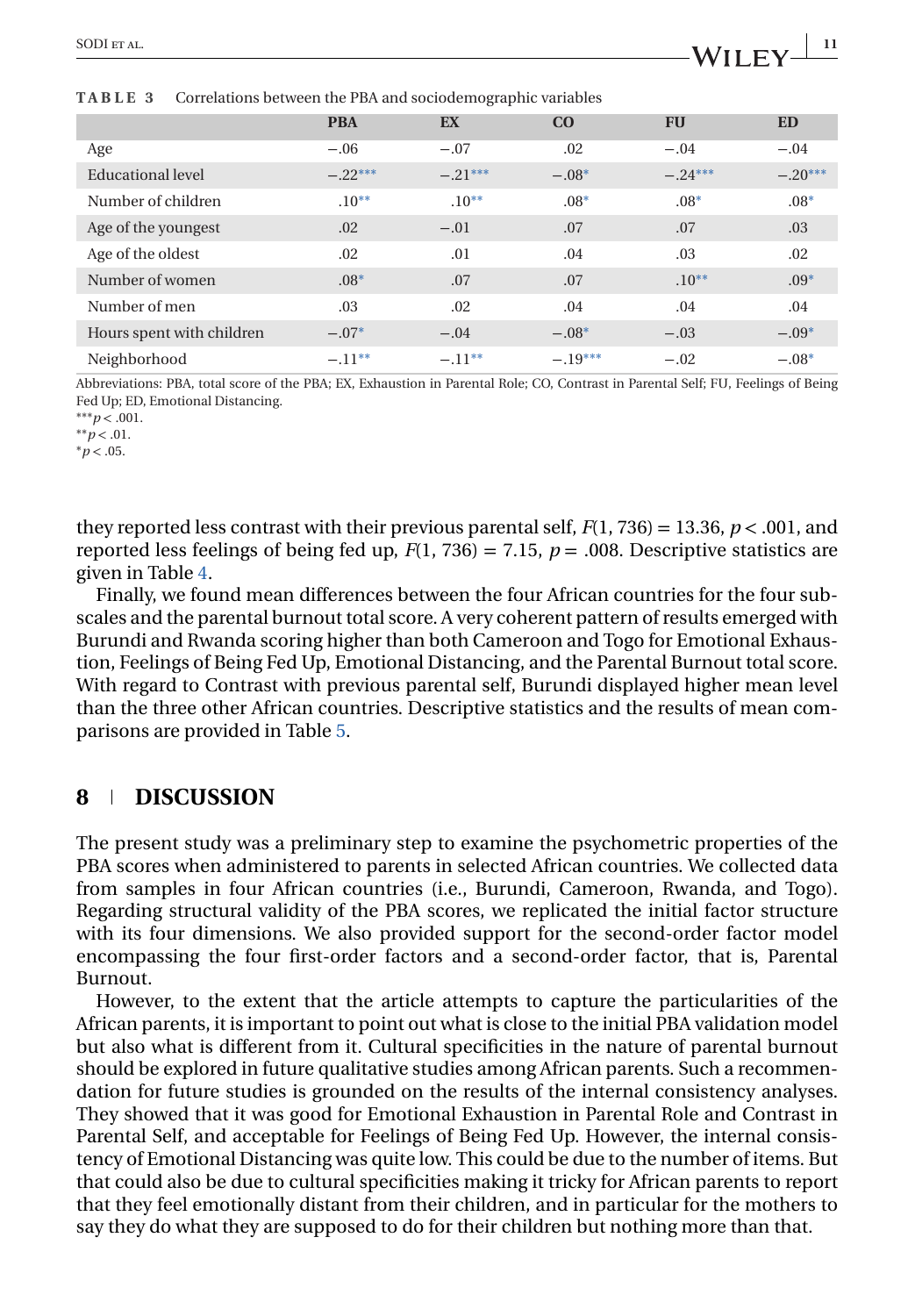**TABLE 3** Correlations between the PBA and sociodemographic variables

| | PBA | EX | CO | FU | ED |
|---|---|---|---|---|---|
| Age | −.06 | −.07 | .02 | −.04 | −.04 |
| Educational level | −.22*** | −.21*** | −.08* | −.24*** | −.20*** |
| Number of children | .10** | .10** | .08* | .08* | .08* |
| Age of the youngest | .02 | −.01 | .07 | .07 | .03 |
| Age of the oldest | .02 | .01 | .04 | .03 | .02 |
| Number of women | .08* | .07 | .07 | .10** | .09* |
| Number of men | .03 | .02 | .04 | .04 | .04 |
| Hours spent with children | −.07* | −.04 | −.08* | −.03 | −.09* |
| Neighborhood | −.11** | −.11** | −.19*** | −.02 | −.08* |

Abbreviations: PBA, total score of the PBA; EX, Exhaustion in Parental Role; CO, Contrast in Parental Self; FU, Feelings of Being Fed Up; ED, Emotional Distancing.

***$p < .001$.

**$p < .01$.

*$p < .05$.

they reported less contrast with their previous parental self, $F(1, 736) = 13.36$, $p < .001$, and reported less feelings of being fed up, $F(1, 736) = 7.15$, $p = .008$. Descriptive statistics are given in Table 4.

Finally, we found mean differences between the four African countries for the four subscales and the parental burnout total score. A very coherent pattern of results emerged with Burundi and Rwanda scoring higher than both Cameroon and Togo for Emotional Exhaustion, Feelings of Being Fed Up, Emotional Distancing, and the Parental Burnout total score. With regard to Contrast with previous parental self, Burundi displayed higher mean level than the three other African countries. Descriptive statistics and the results of mean comparisons are provided in Table 5.

## 8 | DISCUSSION

The present study was a preliminary step to examine the psychometric properties of the PBA scores when administered to parents in selected African countries. We collected data from samples in four African countries (i.e., Burundi, Cameroon, Rwanda, and Togo). Regarding structural validity of the PBA scores, we replicated the initial factor structure with its four dimensions. We also provided support for the second-order factor model encompassing the four first-order factors and a second-order factor, that is, Parental Burnout.

However, to the extent that the article attempts to capture the particularities of the African parents, it is important to point out what is close to the initial PBA validation model but also what is different from it. Cultural specificities in the nature of parental burnout should be explored in future qualitative studies among African parents. Such a recommendation for future studies is grounded on the results of the internal consistency analyses. They showed that it was good for Emotional Exhaustion in Parental Role and Contrast in Parental Self, and acceptable for Feelings of Being Fed Up. However, the internal consistency of Emotional Distancing was quite low. This could be due to the number of items. But that could also be due to cultural specificities making it tricky for African parents to report that they feel emotionally distant from their children, and in particular for the mothers to say they do what they are supposed to do for their children but nothing more than that.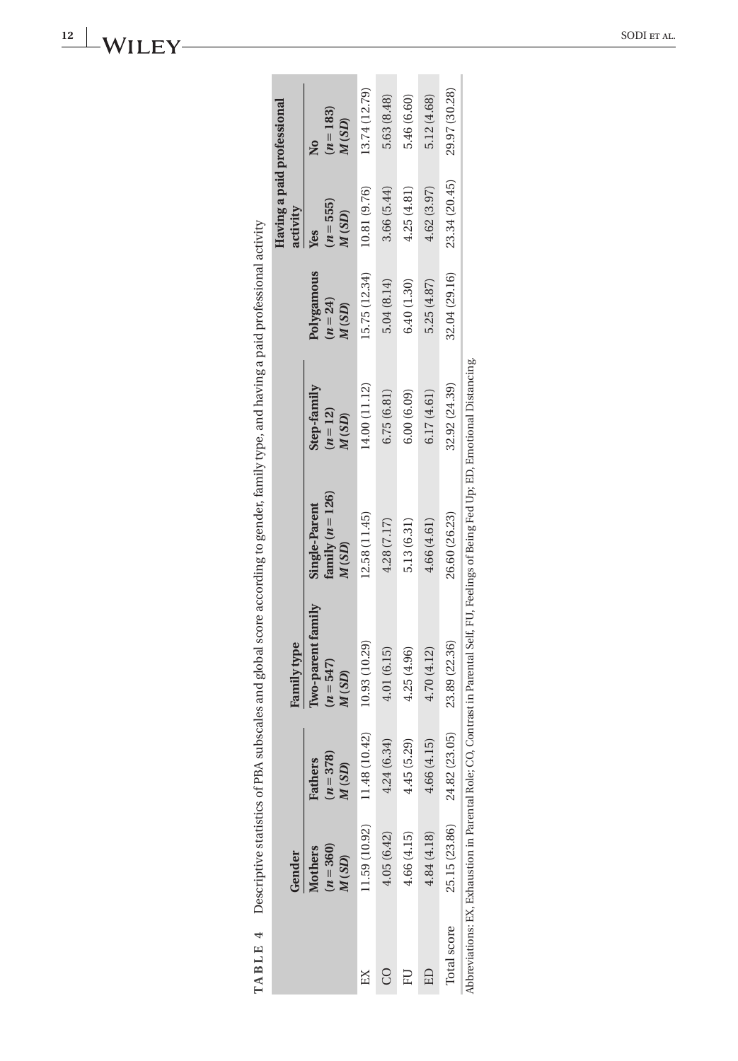**TABLE 4** Descriptive statistics of PBA subscales and global score according to gender, family type, and having a paid professional activity

| | Gender | | Family type | | | | Having a paid professional activity | |
|---|---|---|---|---|---|---|---|---|
| | **Mothers ($n = 360$) *M (SD)*** | **Fathers ($n = 378$) *M (SD)*** | **Two-parent family ($n = 547$) *M (SD)*** | **Single-Parent family ($n = 126$) *M (SD)*** | **Step-family ($n = 12$) *M (SD)*** | **Polygamous ($n = 24$) *M (SD)*** | **Yes ($n = 555$) *M (SD)*** | **No ($n = 183$) *M (SD)*** |
| EX | 11.59 (10.92) | 11.48 (10.42) | 10.93 (10.29) | 12.58 (11.45) | 14.00 (11.12) | 15.75 (12.34) | 10.81 (9.76) | 13.74 (12.79) |
| CO | 4.05 (6.42) | 4.24 (6.34) | 4.01 (6.15) | 4.28 (7.17) | 6.75 (6.81) | 5.04 (8.14) | 3.66 (5.44) | 5.63 (8.48) |
| FU | 4.66 (4.15) | 4.45 (5.29) | 4.25 (4.96) | 5.13 (6.31) | 6.00 (6.09) | 6.40 (1.30) | 4.25 (4.81) | 5.46 (6.60) |
| ED | 4.84 (4.18) | 4.66 (4.15) | 4.70 (4.12) | 4.66 (4.61) | 6.17 (4.61) | 5.25 (4.87) | 4.62 (3.97) | 5.12 (4.68) |
| Total score | 25.15 (23.86) | 24.82 (23.05) | 23.89 (22.36) | 26.60 (26.23) | 32.92 (24.39) | 32.04 (29.16) | 23.34 (20.45) | 29.97 (30.28) |

Abbreviations: EX, Exhaustion in Parental Role; CO, Contrast in Parental Self; FU, Feelings of Being Fed Up; ED, Emotional Distancing.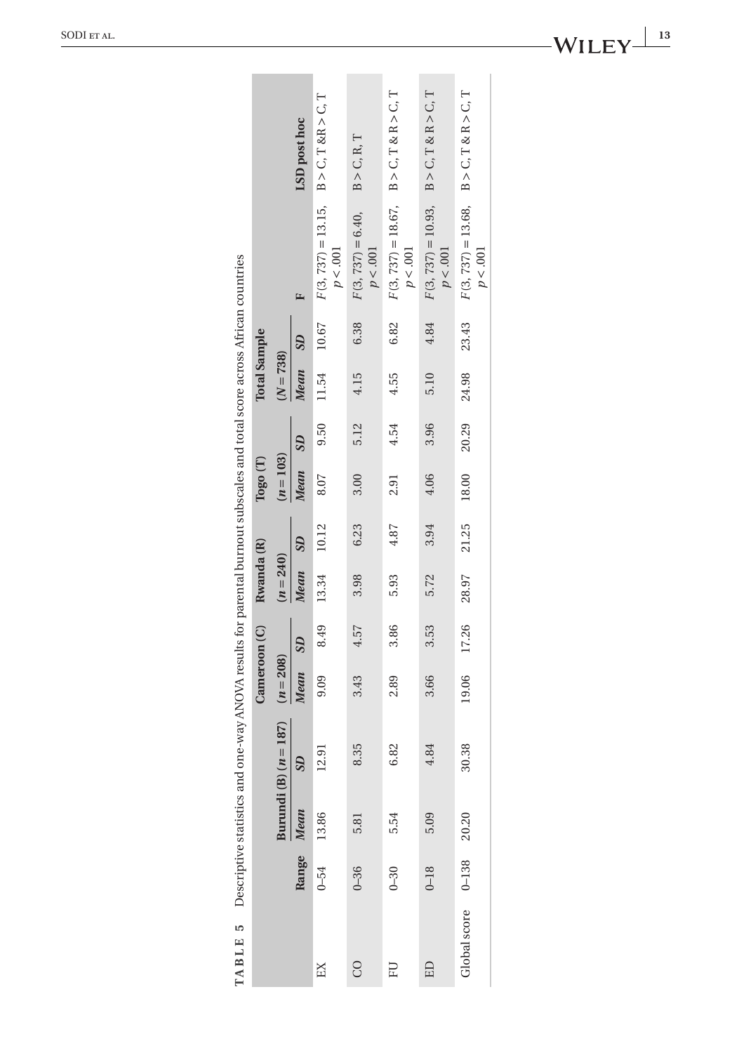**TABLE 5** Descriptive statistics and one-way ANOVA results for parental burnout subscales and total score across African countries

| | Range | Burundi (B) ($n = 187$) | | Cameroon (C) ($n = 208$) | | Rwanda (R) ($n = 240$) | | Togo (T) ($n = 103$) | | Total Sample ($N = 738$) | | F | LSD post hoc |
|---|---|---|---|---|---|---|---|---|---|---|---|---|---|
| | | *Mean* | *SD* | *Mean* | *SD* | *Mean* | *SD* | *Mean* | *SD* | *Mean* | *SD* | | |
| EX | 0–54 | 13.86 | 12.91 | 9.09 | 8.49 | 13.34 | 10.12 | 8.07 | 9.50 | 11.54 | 10.67 | $F(3, 737) = 13.15$, $p < .001$ | B > C, T &R > C, T |
| CO | 0–36 | 5.81 | 8.35 | 3.43 | 4.57 | 3.98 | 6.23 | 3.00 | 5.12 | 4.15 | 6.38 | $F(3, 737) = 6.40$, $p < .001$ | B > C, R, T |
| FU | 0–30 | 5.54 | 6.82 | 2.89 | 3.86 | 5.93 | 4.87 | 2.91 | 4.54 | 4.55 | 6.82 | $F(3, 737) = 18.67$, $p < .001$ | B > C, T & R > C, T |
| ED | 0–18 | 5.09 | 4.84 | 3.66 | 3.53 | 5.72 | 3.94 | 4.06 | 3.96 | 5.10 | 4.84 | $F(3, 737) = 10.93$, $p < .001$ | B > C, T & R > C, T |
| Global score | 0–138 | 20.20 | 30.38 | 19.06 | 17.26 | 28.97 | 21.25 | 18.00 | 20.29 | 24.98 | 23.43 | $F(3, 737) = 13.68$, $p < .001$ | B > C, T & R > C, T |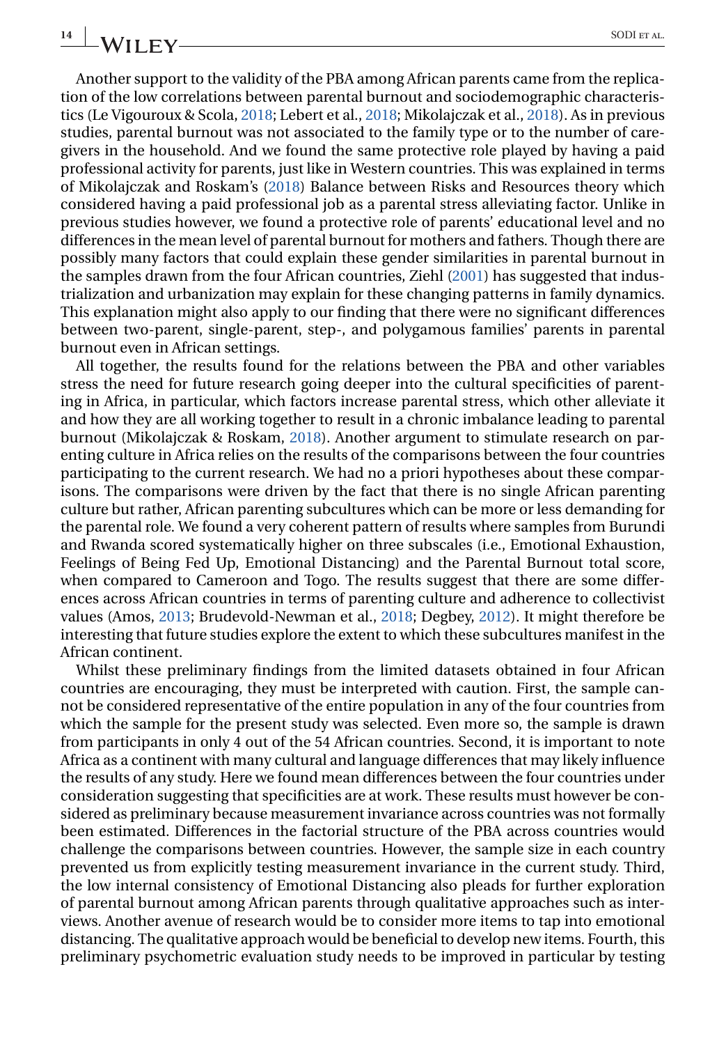Another support to the validity of the PBA among African parents came from the replication of the low correlations between parental burnout and sociodemographic characteristics (Le Vigouroux & Scola, 2018; Lebert et al., 2018; Mikolajczak et al., 2018). As in previous studies, parental burnout was not associated to the family type or to the number of caregivers in the household. And we found the same protective role played by having a paid professional activity for parents, just like in Western countries. This was explained in terms of Mikolajczak and Roskam's (2018) Balance between Risks and Resources theory which considered having a paid professional job as a parental stress alleviating factor. Unlike in previous studies however, we found a protective role of parents' educational level and no differences in the mean level of parental burnout for mothers and fathers. Though there are possibly many factors that could explain these gender similarities in parental burnout in the samples drawn from the four African countries, Ziehl (2001) has suggested that industrialization and urbanization may explain for these changing patterns in family dynamics. This explanation might also apply to our finding that there were no significant differences between two-parent, single-parent, step-, and polygamous families' parents in parental burnout even in African settings.

All together, the results found for the relations between the PBA and other variables stress the need for future research going deeper into the cultural specificities of parenting in Africa, in particular, which factors increase parental stress, which other alleviate it and how they are all working together to result in a chronic imbalance leading to parental burnout (Mikolajczak & Roskam, 2018). Another argument to stimulate research on parenting culture in Africa relies on the results of the comparisons between the four countries participating to the current research. We had no a priori hypotheses about these comparisons. The comparisons were driven by the fact that there is no single African parenting culture but rather, African parenting subcultures which can be more or less demanding for the parental role. We found a very coherent pattern of results where samples from Burundi and Rwanda scored systematically higher on three subscales (i.e., Emotional Exhaustion, Feelings of Being Fed Up, Emotional Distancing) and the Parental Burnout total score, when compared to Cameroon and Togo. The results suggest that there are some differences across African countries in terms of parenting culture and adherence to collectivist values (Amos, 2013; Brudevold-Newman et al., 2018; Degbey, 2012). It might therefore be interesting that future studies explore the extent to which these subcultures manifest in the African continent.

Whilst these preliminary findings from the limited datasets obtained in four African countries are encouraging, they must be interpreted with caution. First, the sample cannot be considered representative of the entire population in any of the four countries from which the sample for the present study was selected. Even more so, the sample is drawn from participants in only 4 out of the 54 African countries. Second, it is important to note Africa as a continent with many cultural and language differences that may likely influence the results of any study. Here we found mean differences between the four countries under consideration suggesting that specificities are at work. These results must however be considered as preliminary because measurement invariance across countries was not formally been estimated. Differences in the factorial structure of the PBA across countries would challenge the comparisons between countries. However, the sample size in each country prevented us from explicitly testing measurement invariance in the current study. Third, the low internal consistency of Emotional Distancing also pleads for further exploration of parental burnout among African parents through qualitative approaches such as interviews. Another avenue of research would be to consider more items to tap into emotional distancing. The qualitative approach would be beneficial to develop new items. Fourth, this preliminary psychometric evaluation study needs to be improved in particular by testing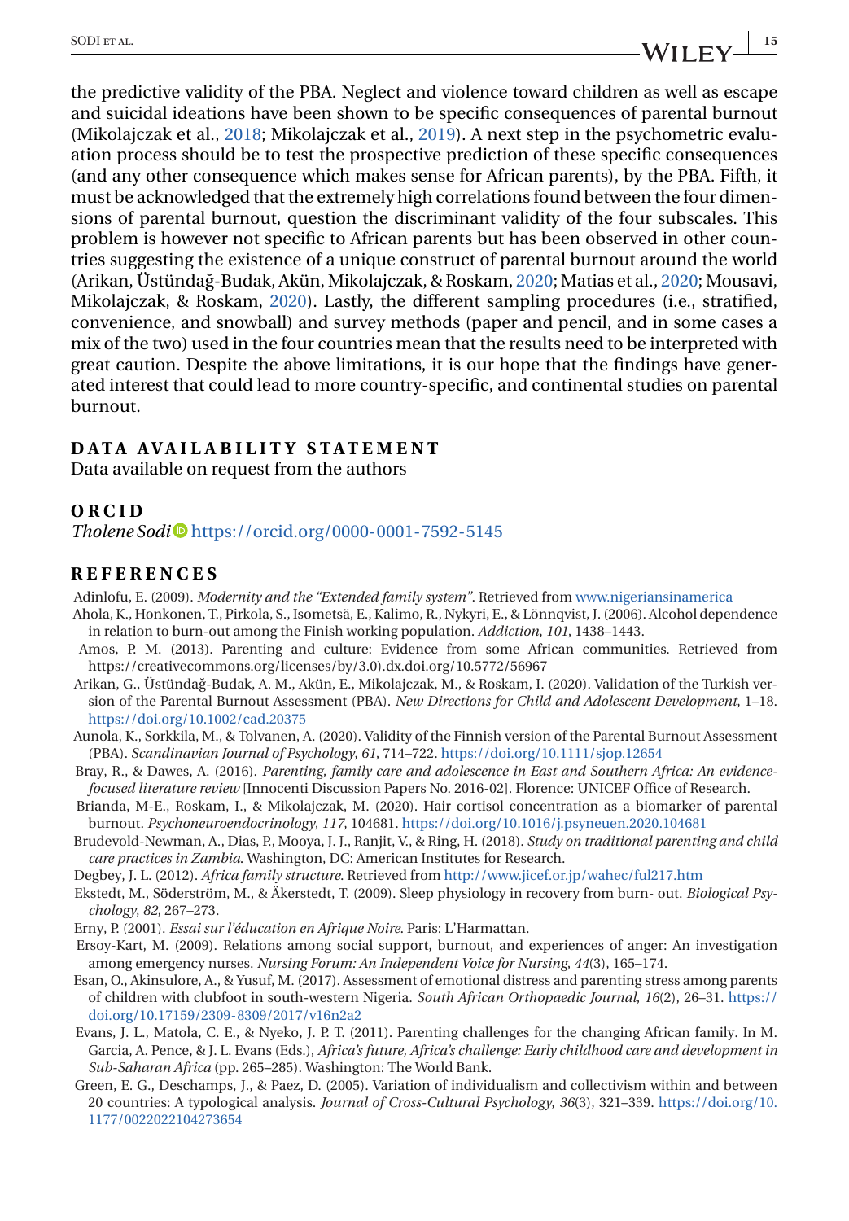the predictive validity of the PBA. Neglect and violence toward children as well as escape and suicidal ideations have been shown to be specific consequences of parental burnout (Mikolajczak et al., 2018; Mikolajczak et al., 2019). A next step in the psychometric evaluation process should be to test the prospective prediction of these specific consequences (and any other consequence which makes sense for African parents), by the PBA. Fifth, it must be acknowledged that the extremely high correlations found between the four dimensions of parental burnout, question the discriminant validity of the four subscales. This problem is however not specific to African parents but has been observed in other countries suggesting the existence of a unique construct of parental burnout around the world (Arikan, Üstündağ-Budak, Akün, Mikolajczak, & Roskam, 2020; Matias et al., 2020; Mousavi, Mikolajczak, & Roskam, 2020). Lastly, the different sampling procedures (i.e., stratified, convenience, and snowball) and survey methods (paper and pencil, and in some cases a mix of the two) used in the four countries mean that the results need to be interpreted with great caution. Despite the above limitations, it is our hope that the findings have generated interest that could lead to more country-specific, and continental studies on parental burnout.

## DATA AVAILABILITY STATEMENT

Data available on request from the authors

## ORCID

*Tholene Sodi* https://orcid.org/0000-0001-7592-5145

## REFERENCES

Adinlofu, E. (2009). *Modernity and the "Extended family system"*. Retrieved from www.nigeriansinamerica

Ahola, K., Honkonen, T., Pirkola, S., Isometsä, E., Kalimo, R., Nykyri, E., & Lönnqvist, J. (2006). Alcohol dependence in relation to burn-out among the Finish working population. *Addiction*, *101*, 1438–1443.

Amos, P. M. (2013). Parenting and culture: Evidence from some African communities. Retrieved from https://creativecommons.org/licenses/by/3.0).dx.doi.org/10.5772/56967

Arikan, G., Üstündağ-Budak, A. M., Akün, E., Mikolajczak, M., & Roskam, I. (2020). Validation of the Turkish version of the Parental Burnout Assessment (PBA). *New Directions for Child and Adolescent Development*, 1–18. https://doi.org/10.1002/cad.20375

Aunola, K., Sorkkila, M., & Tolvanen, A. (2020). Validity of the Finnish version of the Parental Burnout Assessment (PBA). *Scandinavian Journal of Psychology*, *61*, 714–722. https://doi.org/10.1111/sjop.12654

Bray, R., & Dawes, A. (2016). *Parenting, family care and adolescence in East and Southern Africa: An evidence-focused literature review* [Innocenti Discussion Papers No. 2016-02]. Florence: UNICEF Office of Research.

Brianda, M-E., Roskam, I., & Mikolajczak, M. (2020). Hair cortisol concentration as a biomarker of parental burnout. *Psychoneuroendocrinology*, *117*, 104681. https://doi.org/10.1016/j.psyneuen.2020.104681

Brudevold-Newman, A., Dias, P., Mooya, J. J., Ranjit, V., & Ring, H. (2018). *Study on traditional parenting and child care practices in Zambia*. Washington, DC: American Institutes for Research.

Degbey, J. L. (2012). *Africa family structure*. Retrieved from http://www.jicef.or.jp/wahec/ful217.htm

Ekstedt, M., Söderström, M., & Äkerstedt, T. (2009). Sleep physiology in recovery from burn- out. *Biological Psychology*, *82*, 267–273.

Erny, P. (2001). *Essai sur l'éducation en Afrique Noire*. Paris: L'Harmattan.

Ersoy-Kart, M. (2009). Relations among social support, burnout, and experiences of anger: An investigation among emergency nurses. *Nursing Forum: An Independent Voice for Nursing*, *44*(3), 165–174.

Esan, O., Akinsulore, A., & Yusuf, M. (2017). Assessment of emotional distress and parenting stress among parents of children with clubfoot in south-western Nigeria. *South African Orthopaedic Journal*, *16*(2), 26–31. https://doi.org/10.17159/2309-8309/2017/v16n2a2

Evans, J. L., Matola, C. E., & Nyeko, J. P. T. (2011). Parenting challenges for the changing African family. In M. Garcia, A. Pence, & J. L. Evans (Eds.), *Africa's future, Africa's challenge: Early childhood care and development in Sub-Saharan Africa* (pp. 265–285). Washington: The World Bank.

Green, E. G., Deschamps, J., & Paez, D. (2005). Variation of individualism and collectivism within and between 20 countries: A typological analysis. *Journal of Cross-Cultural Psychology*, *36*(3), 321–339. https://doi.org/10.1177/0022022104273654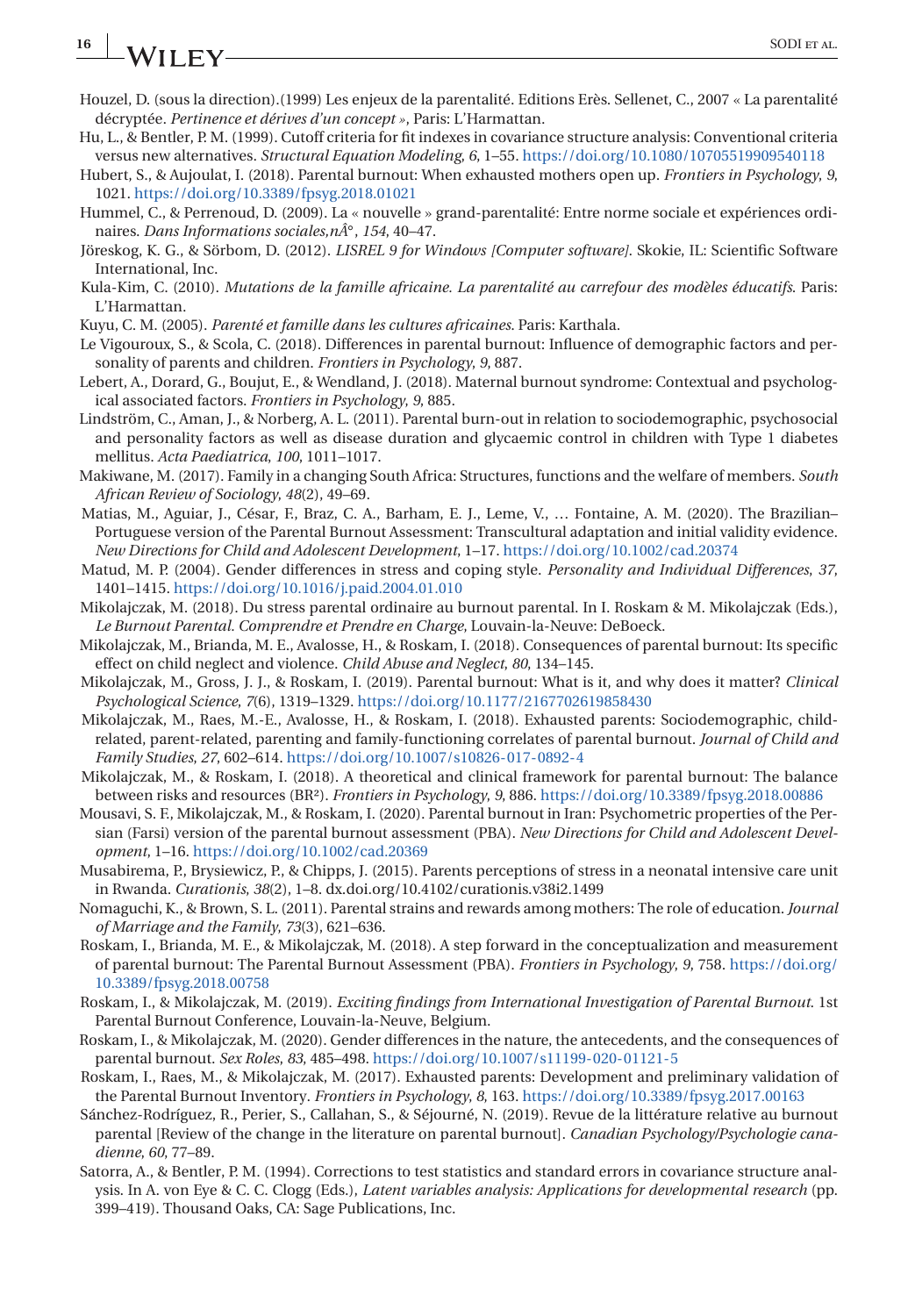Houzel, D. (sous la direction).(1999) Les enjeux de la parentalité. Editions Erès. Sellenet, C., 2007 « La parentalité décryptée. *Pertinence et dérives d'un concept* », Paris: L'Harmattan.

Hu, L., & Bentler, P. M. (1999). Cutoff criteria for fit indexes in covariance structure analysis: Conventional criteria versus new alternatives. *Structural Equation Modeling*, *6*, 1–55. https://doi.org/10.1080/10705519909540118

Hubert, S., & Aujoulat, I. (2018). Parental burnout: When exhausted mothers open up. *Frontiers in Psychology*, *9*, 1021. https://doi.org/10.3389/fpsyg.2018.01021

Hummel, C., & Perrenoud, D. (2009). La « nouvelle » grand-parentalité: Entre norme sociale et expériences ordinaires. *Dans Informations sociales,nÂ°*, *154*, 40–47.

Jöreskog, K. G., & Sörbom, D. (2012). *LISREL 9 for Windows [Computer software]*. Skokie, IL: Scientific Software International, Inc.

Kula-Kim, C. (2010). *Mutations de la famille africaine. La parentalité au carrefour des modèles éducatifs*. Paris: L'Harmattan.

Kuyu, C. M. (2005). *Parenté et famille dans les cultures africaines*. Paris: Karthala.

Le Vigouroux, S., & Scola, C. (2018). Differences in parental burnout: Influence of demographic factors and personality of parents and children. *Frontiers in Psychology*, *9*, 887.

Lebert, A., Dorard, G., Boujut, E., & Wendland, J. (2018). Maternal burnout syndrome: Contextual and psychological associated factors. *Frontiers in Psychology*, *9*, 885.

Lindström, C., Aman, J., & Norberg, A. L. (2011). Parental burn-out in relation to sociodemographic, psychosocial and personality factors as well as disease duration and glycaemic control in children with Type 1 diabetes mellitus. *Acta Paediatrica*, *100*, 1011–1017.

Makiwane, M. (2017). Family in a changing South Africa: Structures, functions and the welfare of members. *South African Review of Sociology*, *48*(2), 49–69.

Matias, M., Aguiar, J., César, F., Braz, C. A., Barham, E. J., Leme, V., … Fontaine, A. M. (2020). The Brazilian–Portuguese version of the Parental Burnout Assessment: Transcultural adaptation and initial validity evidence. *New Directions for Child and Adolescent Development*, 1–17. https://doi.org/10.1002/cad.20374

Matud, M. P. (2004). Gender differences in stress and coping style. *Personality and Individual Differences*, *37*, 1401–1415. https://doi.org/10.1016/j.paid.2004.01.010

Mikolajczak, M. (2018). Du stress parental ordinaire au burnout parental. In I. Roskam & M. Mikolajczak (Eds.), *Le Burnout Parental. Comprendre et Prendre en Charge*, Louvain-la-Neuve: DeBoeck.

Mikolajczak, M., Brianda, M. E., Avalosse, H., & Roskam, I. (2018). Consequences of parental burnout: Its specific effect on child neglect and violence. *Child Abuse and Neglect*, *80*, 134–145.

Mikolajczak, M., Gross, J. J., & Roskam, I. (2019). Parental burnout: What is it, and why does it matter? *Clinical Psychological Science*, *7*(6), 1319–1329. https://doi.org/10.1177/2167702619858430

Mikolajczak, M., Raes, M.-E., Avalosse, H., & Roskam, I. (2018). Exhausted parents: Sociodemographic, child-related, parent-related, parenting and family-functioning correlates of parental burnout. *Journal of Child and Family Studies*, *27*, 602–614. https://doi.org/10.1007/s10826-017-0892-4

Mikolajczak, M., & Roskam, I. (2018). A theoretical and clinical framework for parental burnout: The balance between risks and resources (BR²). *Frontiers in Psychology*, *9*, 886. https://doi.org/10.3389/fpsyg.2018.00886

Mousavi, S. F., Mikolajczak, M., & Roskam, I. (2020). Parental burnout in Iran: Psychometric properties of the Persian (Farsi) version of the parental burnout assessment (PBA). *New Directions for Child and Adolescent Development*, 1–16. https://doi.org/10.1002/cad.20369

Musabirema, P., Brysiewicz, P., & Chipps, J. (2015). Parents perceptions of stress in a neonatal intensive care unit in Rwanda. *Curationis*, *38*(2), 1–8. dx.doi.org/10.4102/curationis.v38i2.1499

Nomaguchi, K., & Brown, S. L. (2011). Parental strains and rewards among mothers: The role of education. *Journal of Marriage and the Family*, *73*(3), 621–636.

Roskam, I., Brianda, M. E., & Mikolajczak, M. (2018). A step forward in the conceptualization and measurement of parental burnout: The Parental Burnout Assessment (PBA). *Frontiers in Psychology*, *9*, 758. https://doi.org/10.3389/fpsyg.2018.00758

Roskam, I., & Mikolajczak, M. (2019). *Exciting findings from International Investigation of Parental Burnout.* 1st Parental Burnout Conference, Louvain-la-Neuve, Belgium.

Roskam, I., & Mikolajczak, M. (2020). Gender differences in the nature, the antecedents, and the consequences of parental burnout. *Sex Roles*, *83*, 485–498. https://doi.org/10.1007/s11199-020-01121-5

Roskam, I., Raes, M., & Mikolajczak, M. (2017). Exhausted parents: Development and preliminary validation of the Parental Burnout Inventory. *Frontiers in Psychology*, *8*, 163. https://doi.org/10.3389/fpsyg.2017.00163

Sánchez-Rodríguez, R., Perier, S., Callahan, S., & Séjourné, N. (2019). Revue de la littérature relative au burnout parental [Review of the change in the literature on parental burnout]. *Canadian Psychology/Psychologie canadienne*, *60*, 77–89.

Satorra, A., & Bentler, P. M. (1994). Corrections to test statistics and standard errors in covariance structure analysis. In A. von Eye & C. C. Clogg (Eds.), *Latent variables analysis: Applications for developmental research* (pp. 399–419). Thousand Oaks, CA: Sage Publications, Inc.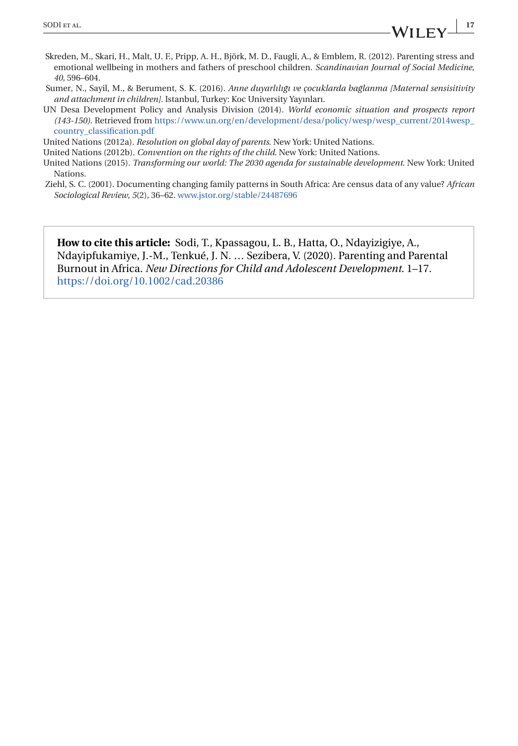Skreden, M., Skari, H., Malt, U. F., Pripp, A. H., Björk, M. D., Faugli, A., & Emblem, R. (2012). Parenting stress and emotional wellbeing in mothers and fathers of preschool children. *Scandinavian Journal of Social Medicine*, *40*, 596–604.

Sumer, N., Sayil, M., & Berument, S. K. (2016). *Anne duyarlılığı ve çocuklarda bağlanma [Maternal sensisitivity and attachment in children]*. Istanbul, Turkey: Koc University Yayınları.

UN Desa Development Policy and Analysis Division (2014). *World economic situation and prospects report (143-150)*. Retrieved from https://www.un.org/en/development/desa/policy/wesp/wesp_current/2014wesp_country_classification.pdf

United Nations (2012a). *Resolution on global day of parents*. New York: United Nations.

United Nations (2012b). *Convention on the rights of the child*. New York: United Nations.

United Nations (2015). *Transforming our world: The 2030 agenda for sustainable development*. New York: United Nations.

Ziehl, S. C. (2001). Documenting changing family patterns in South Africa: Are census data of any value? *African Sociological Review*, *5*(2), 36–62. www.jstor.org/stable/24487696

**How to cite this article:** Sodi, T., Kpassagou, L. B., Hatta, O., Ndayizigiye, A., Ndayipfukamiye, J.-M., Tenkué, J. N. … Sezibera, V. (2020). Parenting and Parental Burnout in Africa. *New Directions for Child and Adolescent Development*. 1–17. https://doi.org/10.1002/cad.20386